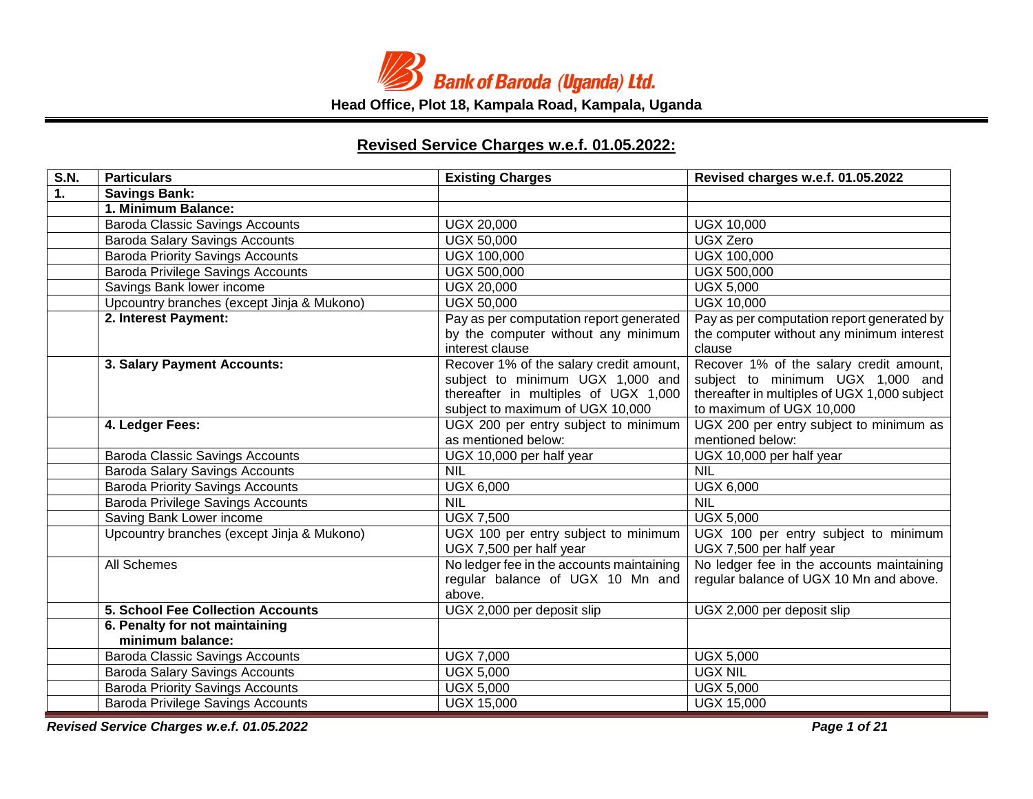# Bank of Baroda (Uganda) Ltd.

**Head Office, Plot 18, Kampala Road, Kampala, Uganda**

## Revised Service Charges w.e.f. 01.05.2022:

| S.N. | Particulars | Existing Charges | Revised charges w.e.f. 01.05.2022 |
|---|---|---|---|
| **1.** | **Savings Bank:** | | |
| | **1. Minimum Balance:** | | |
| | Baroda Classic Savings Accounts | UGX 20,000 | UGX 10,000 |
| | Baroda Salary Savings Accounts | UGX 50,000 | UGX Zero |
| | Baroda Priority Savings Accounts | UGX 100,000 | UGX 100,000 |
| | Baroda Privilege Savings Accounts | UGX 500,000 | UGX 500,000 |
| | Savings Bank lower income | UGX 20,000 | UGX 5,000 |
| | Upcountry branches (except Jinja & Mukono) | UGX 50,000 | UGX 10,000 |
| | **2. Interest Payment:** | Pay as per computation report generated by the computer without any minimum interest clause | Pay as per computation report generated by the computer without any minimum interest clause |
| | **3. Salary Payment Accounts:** | Recover 1% of the salary credit amount, subject to minimum UGX 1,000 and thereafter in multiples of UGX 1,000 subject to maximum of UGX 10,000 | Recover 1% of the salary credit amount, subject to minimum UGX 1,000 and thereafter in multiples of UGX 1,000 subject to maximum of UGX 10,000 |
| | **4. Ledger Fees:** | UGX 200 per entry subject to minimum as mentioned below: | UGX 200 per entry subject to minimum as mentioned below: |
| | Baroda Classic Savings Accounts | UGX 10,000 per half year | UGX 10,000 per half year |
| | Baroda Salary Savings Accounts | NIL | NIL |
| | Baroda Priority Savings Accounts | UGX 6,000 | UGX 6,000 |
| | Baroda Privilege Savings Accounts | NIL | NIL |
| | Saving Bank Lower income | UGX 7,500 | UGX 5,000 |
| | Upcountry branches (except Jinja & Mukono) | UGX 100 per entry subject to minimum UGX 7,500 per half year | UGX 100 per entry subject to minimum UGX 7,500 per half year |
| | All Schemes | No ledger fee in the accounts maintaining regular balance of UGX 10 Mn and above. | No ledger fee in the accounts maintaining regular balance of UGX 10 Mn and above. |
| | **5. School Fee Collection Accounts** | UGX 2,000 per deposit slip | UGX 2,000 per deposit slip |
| | **6. Penalty for not maintaining minimum balance:** | | |
| | Baroda Classic Savings Accounts | UGX 7,000 | UGX 5,000 |
| | Baroda Salary Savings Accounts | UGX 5,000 | UGX NIL |
| | Baroda Priority Savings Accounts | UGX 5,000 | UGX 5,000 |
| | Baroda Privilege Savings Accounts | UGX 15,000 | UGX 15,000 |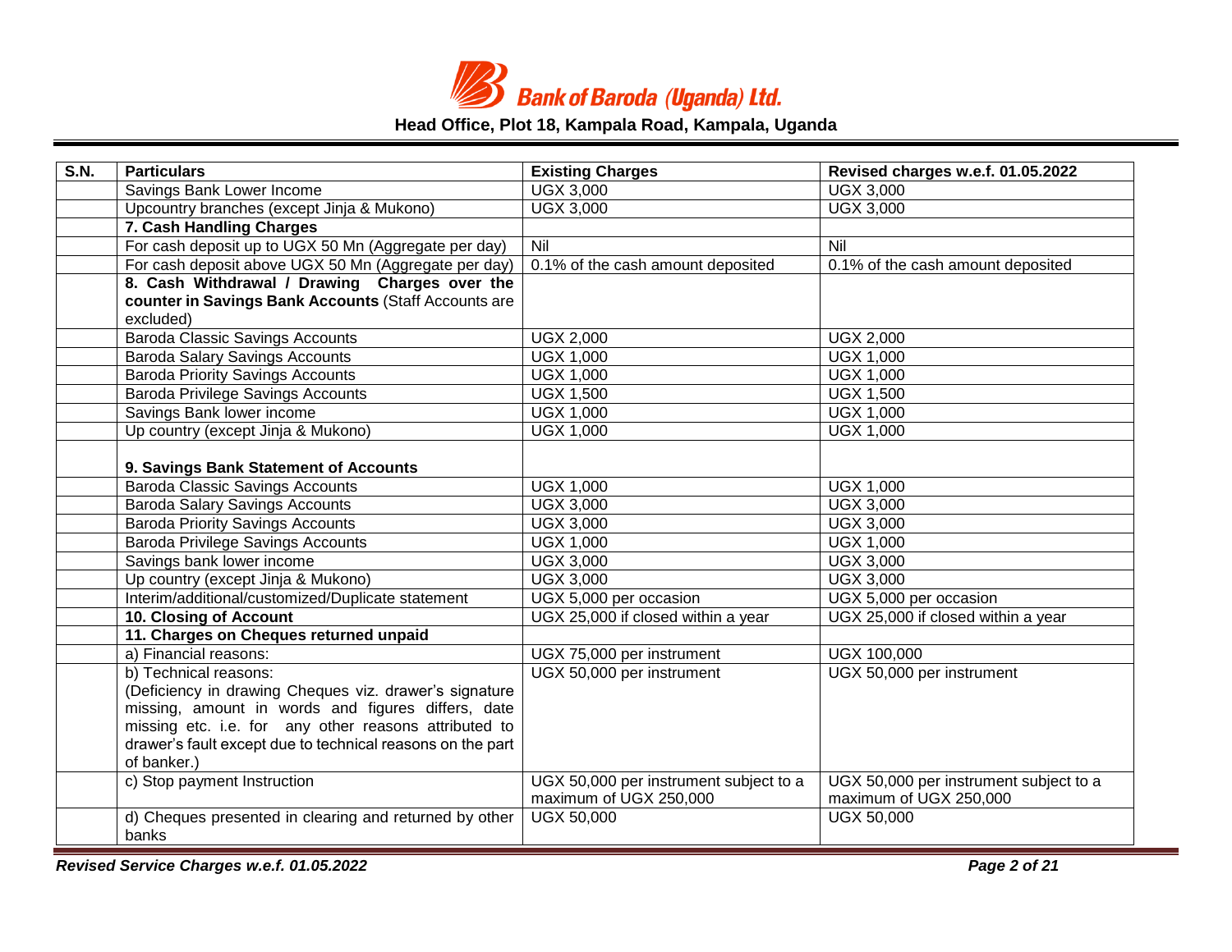| S.N. | Particulars | Existing Charges | Revised charges w.e.f. 01.05.2022 |
|---|---|---|---|
| | Savings Bank Lower Income | UGX 3,000 | UGX 3,000 |
| | Upcountry branches (except Jinja & Mukono) | UGX 3,000 | UGX 3,000 |
| | **7. Cash Handling Charges** | | |
| | For cash deposit up to UGX 50 Mn (Aggregate per day) | Nil | Nil |
| | For cash deposit above UGX 50 Mn (Aggregate per day) | 0.1% of the cash amount deposited | 0.1% of the cash amount deposited |
| | **8. Cash Withdrawal / Drawing Charges over the counter in Savings Bank Accounts** (Staff Accounts are excluded) | | |
| | Baroda Classic Savings Accounts | UGX 2,000 | UGX 2,000 |
| | Baroda Salary Savings Accounts | UGX 1,000 | UGX 1,000 |
| | Baroda Priority Savings Accounts | UGX 1,000 | UGX 1,000 |
| | Baroda Privilege Savings Accounts | UGX 1,500 | UGX 1,500 |
| | Savings Bank lower income | UGX 1,000 | UGX 1,000 |
| | Up country (except Jinja & Mukono) | UGX 1,000 | UGX 1,000 |
| | **9. Savings Bank Statement of Accounts** | | |
| | Baroda Classic Savings Accounts | UGX 1,000 | UGX 1,000 |
| | Baroda Salary Savings Accounts | UGX 3,000 | UGX 3,000 |
| | Baroda Priority Savings Accounts | UGX 3,000 | UGX 3,000 |
| | Baroda Privilege Savings Accounts | UGX 1,000 | UGX 1,000 |
| | Savings bank lower income | UGX 3,000 | UGX 3,000 |
| | Up country (except Jinja & Mukono) | UGX 3,000 | UGX 3,000 |
| | Interim/additional/customized/Duplicate statement | UGX 5,000 per occasion | UGX 5,000 per occasion |
| | **10. Closing of Account** | UGX 25,000 if closed within a year | UGX 25,000 if closed within a year |
| | **11. Charges on Cheques returned unpaid** | | |
| | a) Financial reasons: | UGX 75,000 per instrument | UGX 100,000 |
| | b) Technical reasons: (Deficiency in drawing Cheques viz. drawer's signature missing, amount in words and figures differs, date missing etc. i.e. for any other reasons attributed to drawer's fault except due to technical reasons on the part of banker.) | UGX 50,000 per instrument | UGX 50,000 per instrument |
| | c) Stop payment Instruction | UGX 50,000 per instrument subject to a maximum of UGX 250,000 | UGX 50,000 per instrument subject to a maximum of UGX 250,000 |
| | d) Cheques presented in clearing and returned by other banks | UGX 50,000 | UGX 50,000 |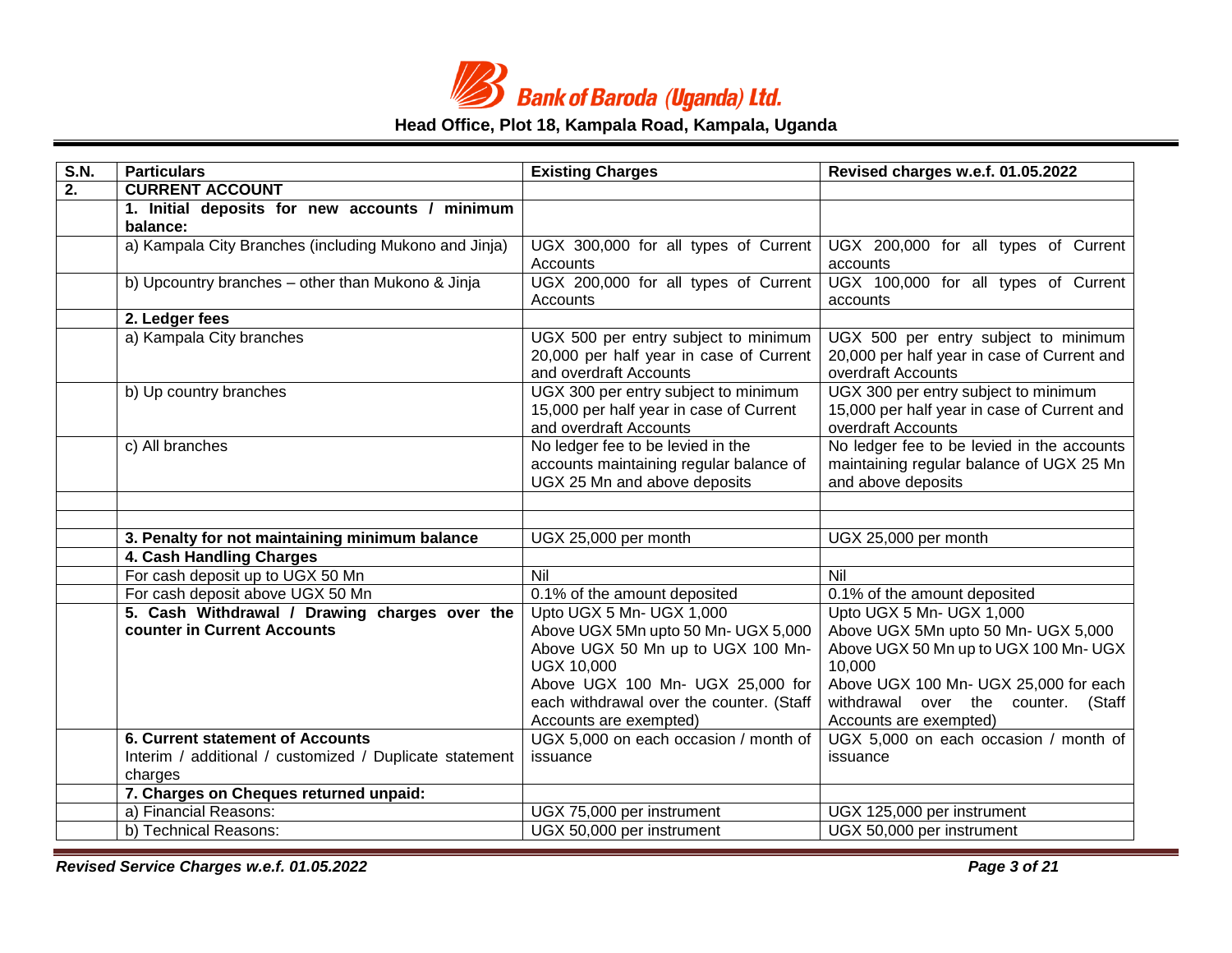# Bank of Baroda (Uganda) Ltd.

**Head Office, Plot 18, Kampala Road, Kampala, Uganda**

| S.N. | Particulars | Existing Charges | Revised charges w.e.f. 01.05.2022 |
|---|---|---|---|
| **2.** | **CURRENT ACCOUNT** | | |
| | **1. Initial deposits for new accounts / minimum balance:** | | |
| | a) Kampala City Branches (including Mukono and Jinja) | UGX 300,000 for all types of Current Accounts | UGX 200,000 for all types of Current accounts |
| | b) Upcountry branches – other than Mukono & Jinja | UGX 200,000 for all types of Current Accounts | UGX 100,000 for all types of Current accounts |
| | **2. Ledger fees** | | |
| | a) Kampala City branches | UGX 500 per entry subject to minimum 20,000 per half year in case of Current and overdraft Accounts | UGX 500 per entry subject to minimum 20,000 per half year in case of Current and overdraft Accounts |
| | b) Up country branches | UGX 300 per entry subject to minimum 15,000 per half year in case of Current and overdraft Accounts | UGX 300 per entry subject to minimum 15,000 per half year in case of Current and overdraft Accounts |
| | c) All branches | No ledger fee to be levied in the accounts maintaining regular balance of UGX 25 Mn and above deposits | No ledger fee to be levied in the accounts maintaining regular balance of UGX 25 Mn and above deposits |
| | | | |
| | | | |
| | **3. Penalty for not maintaining minimum balance** | UGX 25,000 per month | UGX 25,000 per month |
| | **4. Cash Handling Charges** | | |
| | For cash deposit up to UGX 50 Mn | Nil | Nil |
| | For cash deposit above UGX 50 Mn | 0.1% of the amount deposited | 0.1% of the amount deposited |
| | **5. Cash Withdrawal / Drawing charges over the counter in Current Accounts** | Upto UGX 5 Mn- UGX 1,000<br>Above UGX 5Mn upto 50 Mn- UGX 5,000<br>Above UGX 50 Mn up to UGX 100 Mn- UGX 10,000<br>Above UGX 100 Mn- UGX 25,000 for each withdrawal over the counter. (Staff Accounts are exempted) | Upto UGX 5 Mn- UGX 1,000<br>Above UGX 5Mn upto 50 Mn- UGX 5,000<br>Above UGX 50 Mn up to UGX 100 Mn- UGX 10,000<br>Above UGX 100 Mn- UGX 25,000 for each withdrawal over the counter. (Staff Accounts are exempted) |
| | **6. Current statement of Accounts**<br>Interim / additional / customized / Duplicate statement charges | UGX 5,000 on each occasion / month of issuance | UGX 5,000 on each occasion / month of issuance |
| | **7. Charges on Cheques returned unpaid:** | | |
| | a) Financial Reasons: | UGX 75,000 per instrument | UGX 125,000 per instrument |
| | b) Technical Reasons: | UGX 50,000 per instrument | UGX 50,000 per instrument |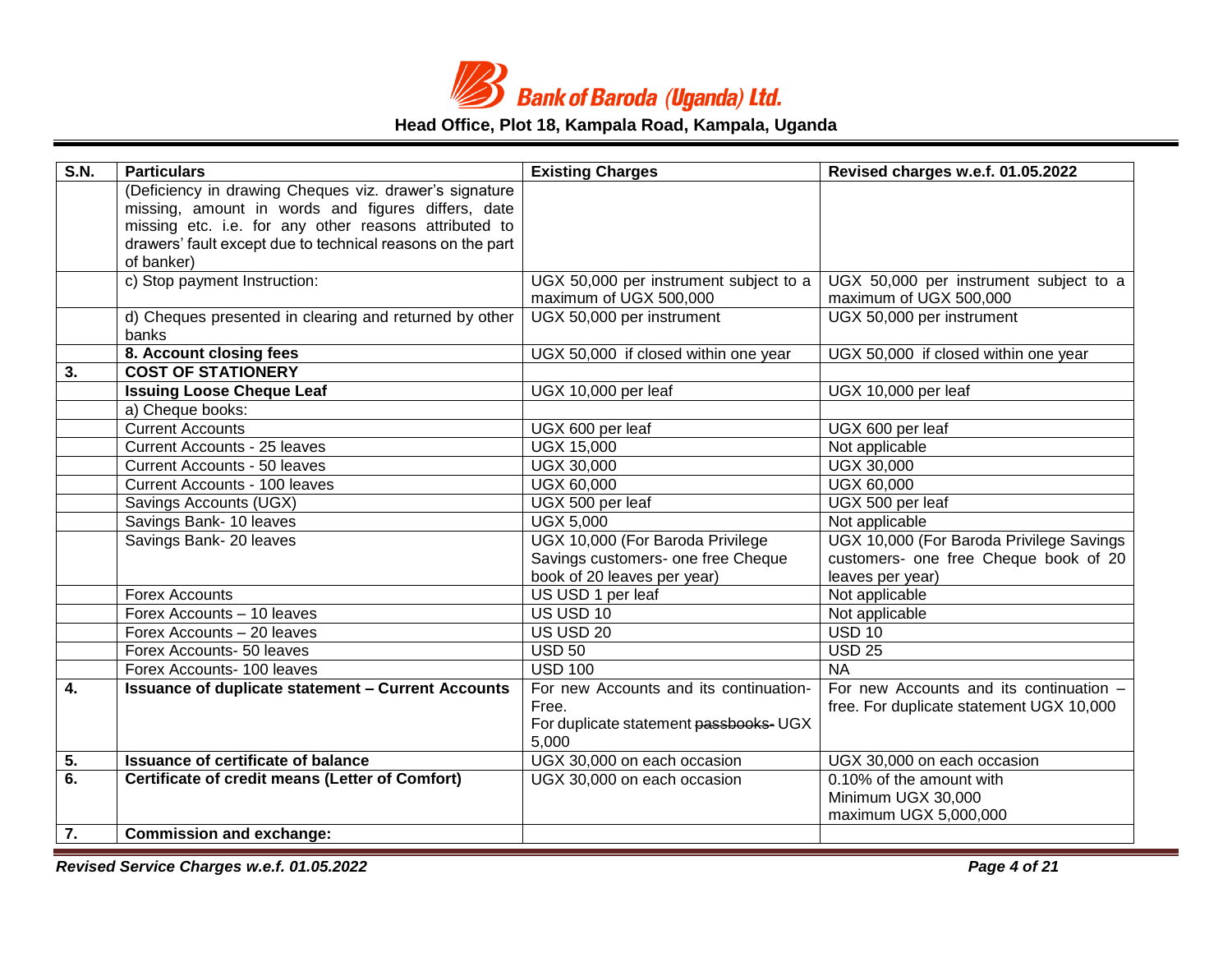| S.N. | Particulars | Existing Charges | Revised charges w.e.f. 01.05.2022 |
|---|---|---|---|
| | (Deficiency in drawing Cheques viz. drawer's signature missing, amount in words and figures differs, date missing etc. i.e. for any other reasons attributed to drawers' fault except due to technical reasons on the part of banker) | | |
| | c) Stop payment Instruction: | UGX 50,000 per instrument subject to a maximum of UGX 500,000 | UGX 50,000 per instrument subject to a maximum of UGX 500,000 |
| | d) Cheques presented in clearing and returned by other banks | UGX 50,000 per instrument | UGX 50,000 per instrument |
| | **8. Account closing fees** | UGX 50,000 if closed within one year | UGX 50,000 if closed within one year |
| **3.** | **COST OF STATIONERY** | | |
| | **Issuing Loose Cheque Leaf** | UGX 10,000 per leaf | UGX 10,000 per leaf |
| | a) Cheque books: | | |
| | Current Accounts | UGX 600 per leaf | UGX 600 per leaf |
| | Current Accounts - 25 leaves | UGX 15,000 | Not applicable |
| | Current Accounts - 50 leaves | UGX 30,000 | UGX 30,000 |
| | Current Accounts - 100 leaves | UGX 60,000 | UGX 60,000 |
| | Savings Accounts (UGX) | UGX 500 per leaf | UGX 500 per leaf |
| | Savings Bank- 10 leaves | UGX 5,000 | Not applicable |
| | Savings Bank- 20 leaves | UGX 10,000 (For Baroda Privilege Savings customers- one free Cheque book of 20 leaves per year) | UGX 10,000 (For Baroda Privilege Savings customers- one free Cheque book of 20 leaves per year) |
| | Forex Accounts | US USD 1 per leaf | Not applicable |
| | Forex Accounts – 10 leaves | US USD 10 | Not applicable |
| | Forex Accounts – 20 leaves | US USD 20 | USD 10 |
| | Forex Accounts- 50 leaves | USD 50 | USD 25 |
| | Forex Accounts- 100 leaves | USD 100 | NA |
| **4.** | **Issuance of duplicate statement – Current Accounts** | For new Accounts and its continuation- Free. For duplicate statement ~~passbooks~~- UGX 5,000 | For new Accounts and its continuation – free. For duplicate statement UGX 10,000 |
| **5.** | **Issuance of certificate of balance** | UGX 30,000 on each occasion | UGX 30,000 on each occasion |
| **6.** | **Certificate of credit means (Letter of Comfort)** | UGX 30,000 on each occasion | 0.10% of the amount with Minimum UGX 30,000 maximum UGX 5,000,000 |
| **7.** | **Commission and exchange:** | | |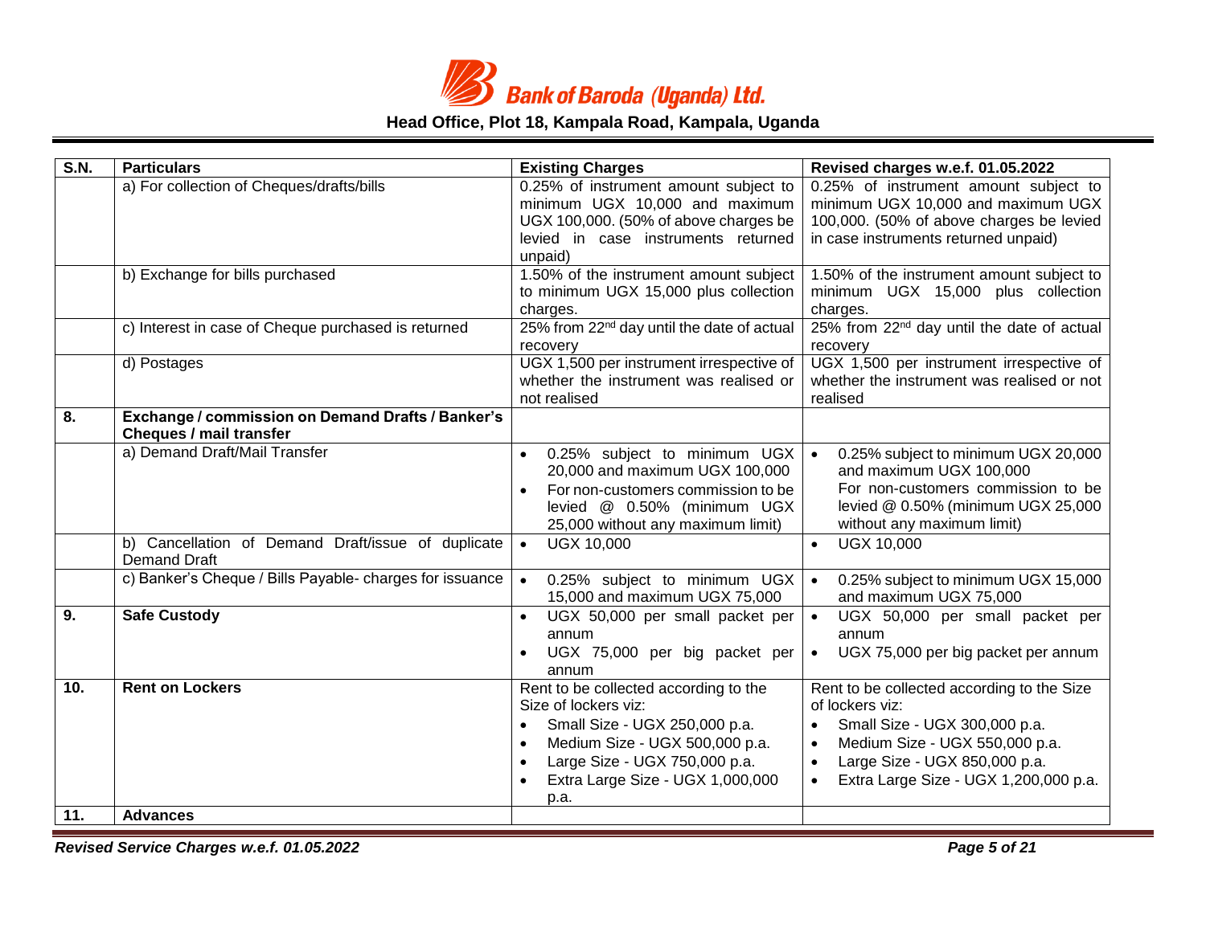| S.N. | Particulars | Existing Charges | Revised charges w.e.f. 01.05.2022 |
| --- | --- | --- | --- |
| | a) For collection of Cheques/drafts/bills | 0.25% of instrument amount subject to minimum UGX 10,000 and maximum UGX 100,000. (50% of above charges be levied in case instruments returned unpaid) | 0.25% of instrument amount subject to minimum UGX 10,000 and maximum UGX 100,000. (50% of above charges be levied in case instruments returned unpaid) |
| | b) Exchange for bills purchased | 1.50% of the instrument amount subject to minimum UGX 15,000 plus collection charges. | 1.50% of the instrument amount subject to minimum UGX 15,000 plus collection charges. |
| | c) Interest in case of Cheque purchased is returned | 25% from 22nd day until the date of actual recovery | 25% from 22nd day until the date of actual recovery |
| | d) Postages | UGX 1,500 per instrument irrespective of whether the instrument was realised or not realised | UGX 1,500 per instrument irrespective of whether the instrument was realised or not realised |
| **8.** | **Exchange / commission on Demand Drafts / Banker's Cheques / mail transfer** | | |
| | a) Demand Draft/Mail Transfer | • 0.25% subject to minimum UGX 20,000 and maximum UGX 100,000<br>• For non-customers commission to be levied @ 0.50% (minimum UGX 25,000 without any maximum limit) | • 0.25% subject to minimum UGX 20,000 and maximum UGX 100,000 For non-customers commission to be levied @ 0.50% (minimum UGX 25,000 without any maximum limit) |
| | b) Cancellation of Demand Draft/issue of duplicate Demand Draft | • UGX 10,000 | • UGX 10,000 |
| | c) Banker's Cheque / Bills Payable- charges for issuance | • 0.25% subject to minimum UGX 15,000 and maximum UGX 75,000 | • 0.25% subject to minimum UGX 15,000 and maximum UGX 75,000 |
| **9.** | **Safe Custody** | • UGX 50,000 per small packet per annum<br>• UGX 75,000 per big packet per annum | • UGX 50,000 per small packet per annum<br>• UGX 75,000 per big packet per annum |
| **10.** | **Rent on Lockers** | Rent to be collected according to the Size of lockers viz:<br>• Small Size - UGX 250,000 p.a.<br>• Medium Size - UGX 500,000 p.a.<br>• Large Size - UGX 750,000 p.a.<br>• Extra Large Size - UGX 1,000,000 p.a. | Rent to be collected according to the Size of lockers viz:<br>• Small Size - UGX 300,000 p.a.<br>• Medium Size - UGX 550,000 p.a.<br>• Large Size - UGX 850,000 p.a.<br>• Extra Large Size - UGX 1,200,000 p.a. |
| **11.** | **Advances** | | |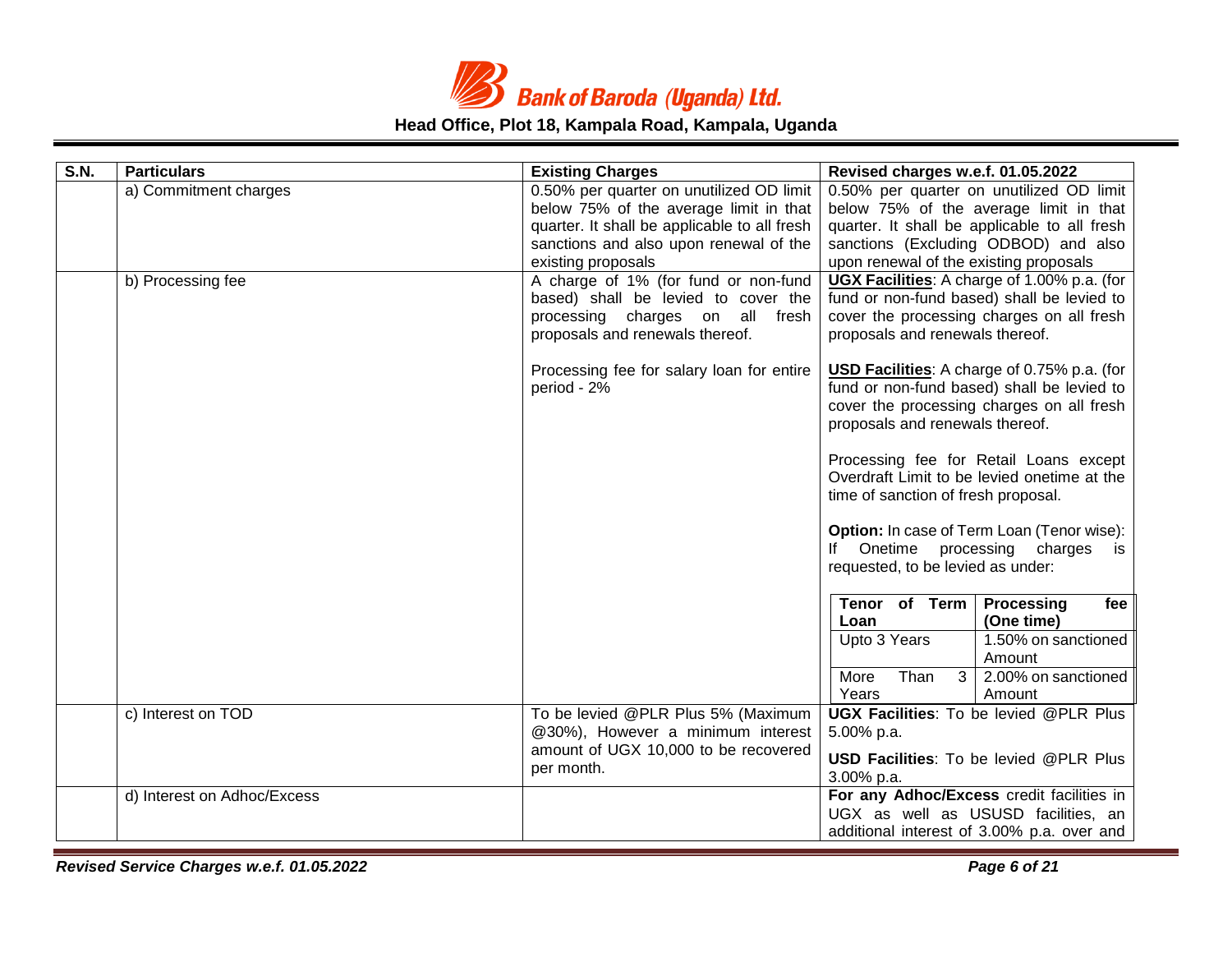| S.N. | Particulars | Existing Charges | Revised charges w.e.f. 01.05.2022 |
|---|---|---|---|
| | a) Commitment charges | 0.50% per quarter on unutilized OD limit below 75% of the average limit in that quarter. It shall be applicable to all fresh sanctions and also upon renewal of the existing proposals | 0.50% per quarter on unutilized OD limit below 75% of the average limit in that quarter. It shall be applicable to all fresh sanctions (Excluding ODBOD) and also upon renewal of the existing proposals |
| | b) Processing fee | A charge of 1% (for fund or non-fund based) shall be levied to cover the processing charges on all fresh proposals and renewals thereof.<br><br>Processing fee for salary loan for entire period - 2% | **UGX Facilities**: A charge of 1.00% p.a. (for fund or non-fund based) shall be levied to cover the processing charges on all fresh proposals and renewals thereof.<br><br>**USD Facilities**: A charge of 0.75% p.a. (for fund or non-fund based) shall be levied to cover the processing charges on all fresh proposals and renewals thereof.<br><br>Processing fee for Retail Loans except Overdraft Limit to be levied onetime at the time of sanction of fresh proposal.<br><br>**Option:** In case of Term Loan (Tenor wise): If Onetime processing charges is requested, to be levied as under:<br><br>**Tenor of Term Loan** – **Processing fee (One time)**<br>Upto 3 Years – 1.50% on sanctioned Amount<br>More Than 3 Years – 2.00% on sanctioned Amount |
| | c) Interest on TOD | To be levied @PLR Plus 5% (Maximum @30%), However a minimum interest amount of UGX 10,000 to be recovered per month. | **UGX Facilities**: To be levied @PLR Plus 5.00% p.a.<br><br>**USD Facilities**: To be levied @PLR Plus 3.00% p.a. |
| | d) Interest on Adhoc/Excess | | **For any Adhoc/Excess** credit facilities in UGX as well as USUSD facilities, an additional interest of 3.00% p.a. over and |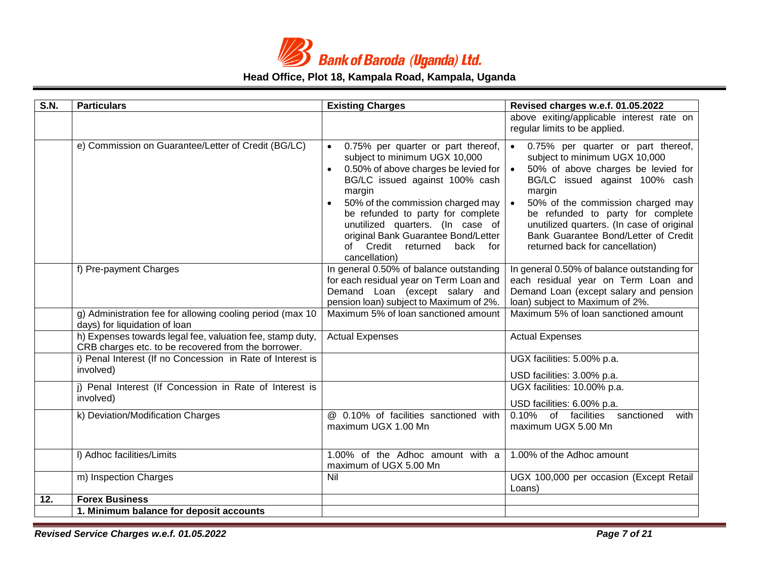| S.N. | Particulars | Existing Charges | Revised charges w.e.f. 01.05.2022 |
|---|---|---|---|
| | | | above exiting/applicable interest rate on regular limits to be applied. |
| | e) Commission on Guarantee/Letter of Credit (BG/LC) | • 0.75% per quarter or part thereof, subject to minimum UGX 10,000<br>• 0.50% of above charges be levied for BG/LC issued against 100% cash margin<br>• 50% of the commission charged may be refunded to party for complete unutilized quarters. (In case of original Bank Guarantee Bond/Letter of Credit returned back for cancellation) | • 0.75% per quarter or part thereof, subject to minimum UGX 10,000<br>• 50% of above charges be levied for BG/LC issued against 100% cash margin<br>• 50% of the commission charged may be refunded to party for complete unutilized quarters. (In case of original Bank Guarantee Bond/Letter of Credit returned back for cancellation) |
| | f) Pre-payment Charges | In general 0.50% of balance outstanding for each residual year on Term Loan and Demand Loan (except salary and pension loan) subject to Maximum of 2%. | In general 0.50% of balance outstanding for each residual year on Term Loan and Demand Loan (except salary and pension loan) subject to Maximum of 2%. |
| | g) Administration fee for allowing cooling period (max 10 days) for liquidation of loan | Maximum 5% of loan sanctioned amount | Maximum 5% of loan sanctioned amount |
| | h) Expenses towards legal fee, valuation fee, stamp duty, CRB charges etc. to be recovered from the borrower. | Actual Expenses | Actual Expenses |
| | i) Penal Interest (If no Concession in Rate of Interest is involved) | | UGX facilities: 5.00% p.a.<br>USD facilities: 3.00% p.a. |
| | j) Penal Interest (If Concession in Rate of Interest is involved) | | UGX facilities: 10.00% p.a.<br>USD facilities: 6.00% p.a. |
| | k) Deviation/Modification Charges | @ 0.10% of facilities sanctioned with maximum UGX 1.00 Mn | 0.10% of facilities sanctioned with maximum UGX 5.00 Mn |
| | l) Adhoc facilities/Limits | 1.00% of the Adhoc amount with a maximum of UGX 5.00 Mn | 1.00% of the Adhoc amount |
| | m) Inspection Charges | Nil | UGX 100,000 per occasion (Except Retail Loans) |
| **12.** | **Forex Business** | | |
| | **1. Minimum balance for deposit accounts** | | |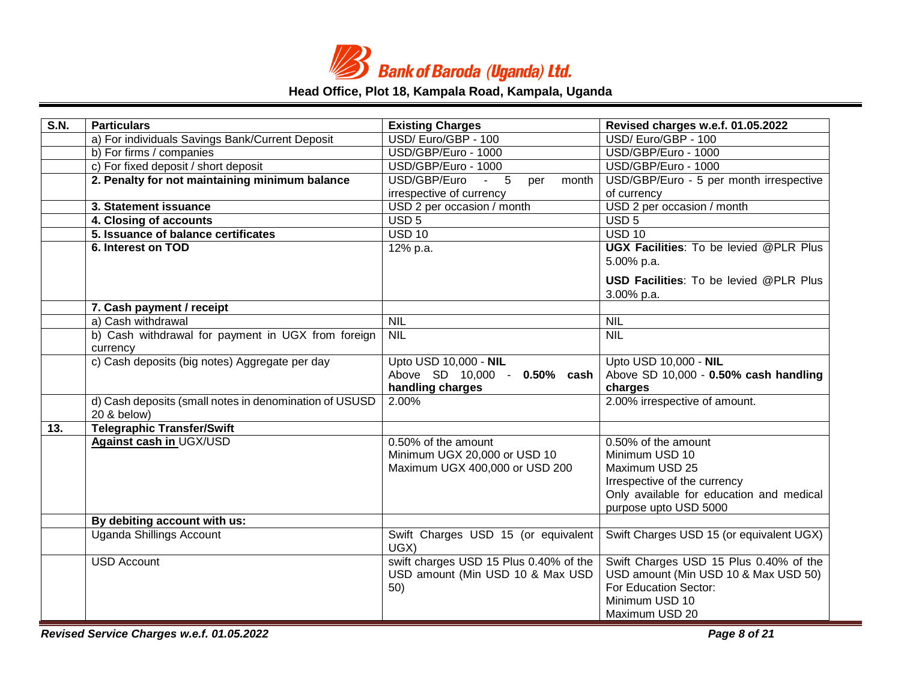| S.N. | Particulars | Existing Charges | Revised charges w.e.f. 01.05.2022 |
|---|---|---|---|
| | a) For individuals Savings Bank/Current Deposit | USD/ Euro/GBP - 100 | USD/ Euro/GBP - 100 |
| | b) For firms / companies | USD/GBP/Euro - 1000 | USD/GBP/Euro - 1000 |
| | c) For fixed deposit / short deposit | USD/GBP/Euro - 1000 | USD/GBP/Euro - 1000 |
| | **2. Penalty for not maintaining minimum balance** | USD/GBP/Euro - 5 per month irrespective of currency | USD/GBP/Euro - 5 per month irrespective of currency |
| | **3. Statement issuance** | USD 2 per occasion / month | USD 2 per occasion / month |
| | **4. Closing of accounts** | USD 5 | USD 5 |
| | **5. Issuance of balance certificates** | USD 10 | USD 10 |
| | **6. Interest on TOD** | 12% p.a. | **UGX Facilities**: To be levied @PLR Plus 5.00% p.a.<br>**USD Facilities**: To be levied @PLR Plus 3.00% p.a. |
| | **7. Cash payment / receipt** | | |
| | a) Cash withdrawal | NIL | NIL |
| | b) Cash withdrawal for payment in UGX from foreign currency | NIL | NIL |
| | c) Cash deposits (big notes) Aggregate per day | Upto USD 10,000 - **NIL**<br>Above SD 10,000 - **0.50% cash handling charges** | Upto USD 10,000 - **NIL**<br>Above SD 10,000 - **0.50% cash handling charges** |
| | d) Cash deposits (small notes in denomination of USUSD 20 & below) | 2.00% | 2.00% irrespective of amount. |
| **13.** | **Telegraphic Transfer/Swift** | | |
| | **Against cash in** UGX/USD | 0.50% of the amount<br>Minimum UGX 20,000 or USD 10<br>Maximum UGX 400,000 or USD 200 | 0.50% of the amount<br>Minimum USD 10<br>Maximum USD 25<br>Irrespective of the currency<br>Only available for education and medical purpose upto USD 5000 |
| | **By debiting account with us:** | | |
| | Uganda Shillings Account | Swift Charges USD 15 (or equivalent UGX) | Swift Charges USD 15 (or equivalent UGX) |
| | USD Account | swift charges USD 15 Plus 0.40% of the USD amount (Min USD 10 & Max USD 50) | Swift Charges USD 15 Plus 0.40% of the USD amount (Min USD 10 & Max USD 50)<br>For Education Sector:<br>Minimum USD 10<br>Maximum USD 20 |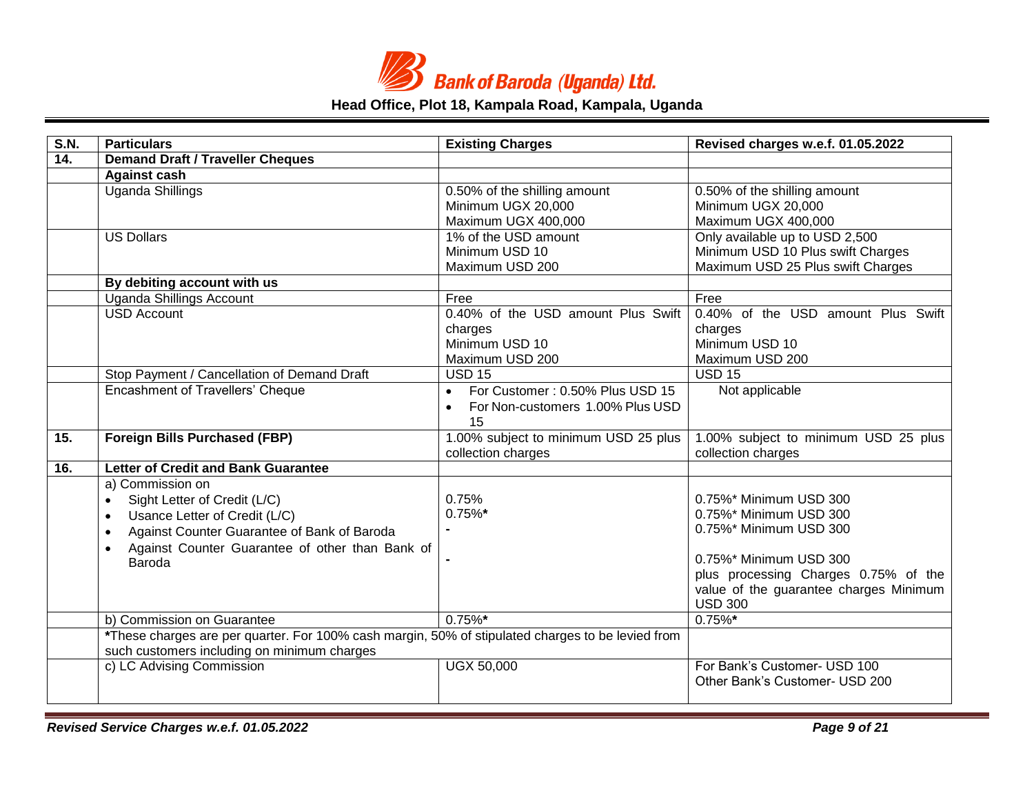| S.N. | Particulars | Existing Charges | Revised charges w.e.f. 01.05.2022 |
|---|---|---|---|
| **14.** | **Demand Draft / Traveller Cheques** | | |
| | **Against cash** | | |
| | Uganda Shillings | 0.50% of the shilling amount<br>Minimum UGX 20,000<br>Maximum UGX 400,000 | 0.50% of the shilling amount<br>Minimum UGX 20,000<br>Maximum UGX 400,000 |
| | US Dollars | 1% of the USD amount<br>Minimum USD 10<br>Maximum USD 200 | Only available up to USD 2,500<br>Minimum USD 10 Plus swift Charges<br>Maximum USD 25 Plus swift Charges |
| | **By debiting account with us** | | |
| | Uganda Shillings Account | Free | Free |
| | USD Account | 0.40% of the USD amount Plus Swift charges<br>Minimum USD 10<br>Maximum USD 200 | 0.40% of the USD amount Plus Swift charges<br>Minimum USD 10<br>Maximum USD 200 |
| | Stop Payment / Cancellation of Demand Draft | USD 15 | USD 15 |
| | Encashment of Travellers' Cheque | • For Customer : 0.50% Plus USD 15<br>• For Non-customers 1.00% Plus USD 15 | Not applicable |
| **15.** | **Foreign Bills Purchased (FBP)** | 1.00% subject to minimum USD 25 plus collection charges | 1.00% subject to minimum USD 25 plus collection charges |
| **16.** | **Letter of Credit and Bank Guarantee** | | |
| | a) Commission on<br>• Sight Letter of Credit (L/C)<br>• Usance Letter of Credit (L/C)<br>• Against Counter Guarantee of Bank of Baroda<br>• Against Counter Guarantee of other than Bank of Baroda | <br>0.75%<br>0.75%*<br>-<br>- | <br>0.75%* Minimum USD 300<br>0.75%* Minimum USD 300<br>0.75%* Minimum USD 300<br>0.75%* Minimum USD 300 plus processing Charges 0.75% of the value of the guarantee charges Minimum USD 300 |
| | b) Commission on Guarantee | 0.75%* | 0.75%* |
| | *These charges are per quarter. For 100% cash margin, 50% of stipulated charges to be levied from such customers including on minimum charges | | |
| | c) LC Advising Commission | UGX 50,000 | For Bank's Customer- USD 100<br>Other Bank's Customer- USD 200 |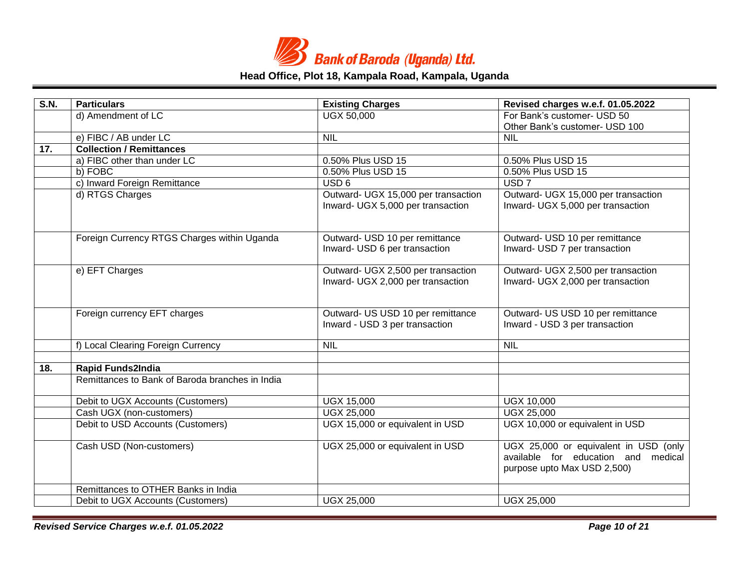| S.N. | Particulars | Existing Charges | Revised charges w.e.f. 01.05.2022 |
|---|---|---|---|
| | d) Amendment of LC | UGX 50,000 | For Bank's customer- USD 50<br>Other Bank's customer- USD 100 |
| | e) FIBC / AB under LC | NIL | NIL |
| **17.** | **Collection / Remittances** | | |
| | a) FIBC other than under LC | 0.50% Plus USD 15 | 0.50% Plus USD 15 |
| | b) FOBC | 0.50% Plus USD 15 | 0.50% Plus USD 15 |
| | c) Inward Foreign Remittance | USD 6 | USD 7 |
| | d) RTGS Charges | Outward- UGX 15,000 per transaction<br>Inward- UGX 5,000 per transaction | Outward- UGX 15,000 per transaction<br>Inward- UGX 5,000 per transaction |
| | Foreign Currency RTGS Charges within Uganda | Outward- USD 10 per remittance<br>Inward- USD 6 per transaction | Outward- USD 10 per remittance<br>Inward- USD 7 per transaction |
| | e) EFT Charges | Outward- UGX 2,500 per transaction<br>Inward- UGX 2,000 per transaction | Outward- UGX 2,500 per transaction<br>Inward- UGX 2,000 per transaction |
| | Foreign currency EFT charges | Outward- US USD 10 per remittance<br>Inward - USD 3 per transaction | Outward- US USD 10 per remittance<br>Inward - USD 3 per transaction |
| | f) Local Clearing Foreign Currency | NIL | NIL |
| | | | |
| **18.** | **Rapid Funds2India** | | |
| | Remittances to Bank of Baroda branches in India | | |
| | Debit to UGX Accounts (Customers) | UGX 15,000 | UGX 10,000 |
| | Cash UGX (non-customers) | UGX 25,000 | UGX 25,000 |
| | Debit to USD Accounts (Customers) | UGX 15,000 or equivalent in USD | UGX 10,000 or equivalent in USD |
| | Cash USD (Non-customers) | UGX 25,000 or equivalent in USD | UGX 25,000 or equivalent in USD (only available for education and medical purpose upto Max USD 2,500) |
| | Remittances to OTHER Banks in India | | |
| | Debit to UGX Accounts (Customers) | UGX 25,000 | UGX 25,000 |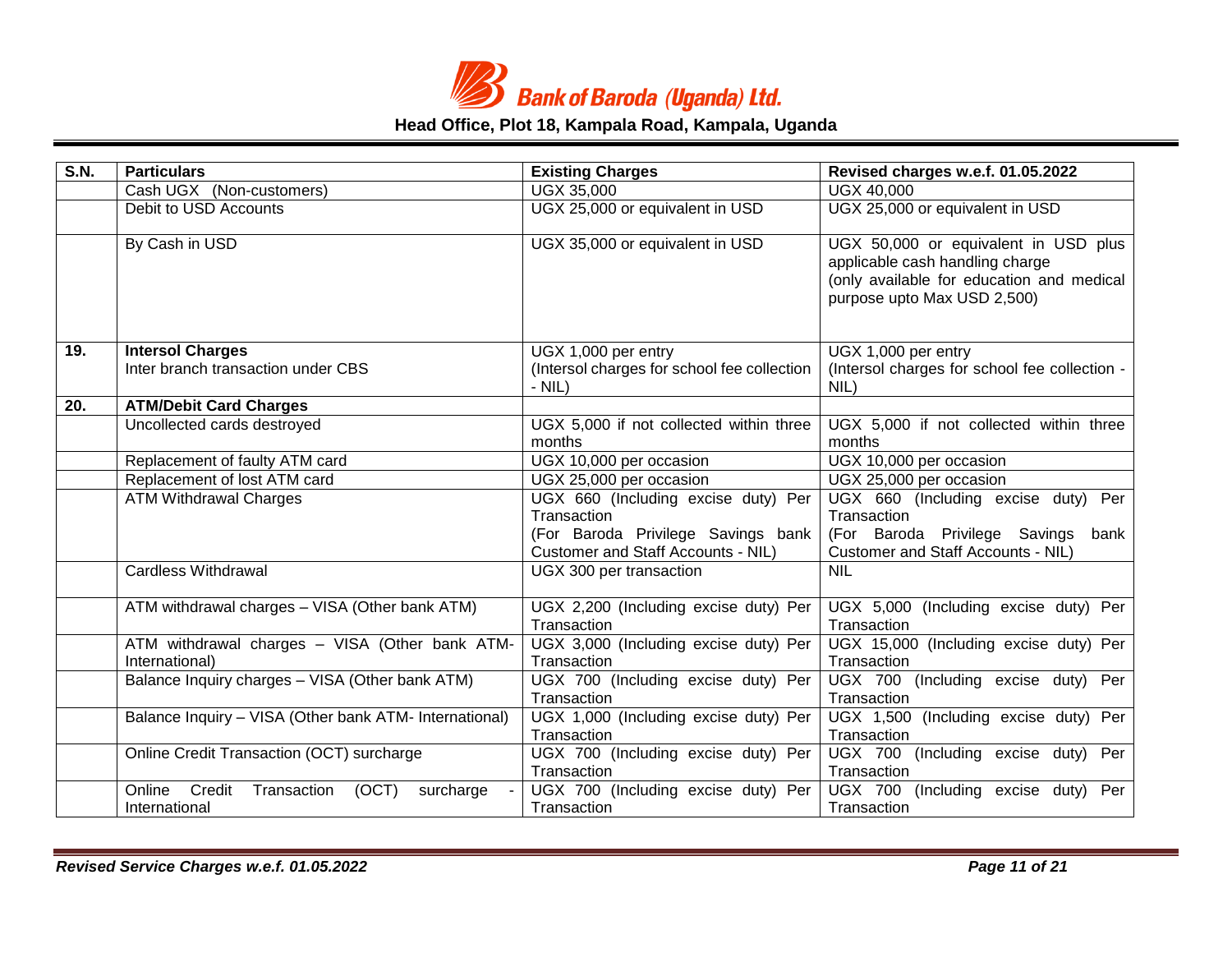| S.N. | Particulars | Existing Charges | Revised charges w.e.f. 01.05.2022 |
|---|---|---|---|
| | Cash UGX (Non-customers) | UGX 35,000 | UGX 40,000 |
| | Debit to USD Accounts | UGX 25,000 or equivalent in USD | UGX 25,000 or equivalent in USD |
| | By Cash in USD | UGX 35,000 or equivalent in USD | UGX 50,000 or equivalent in USD plus applicable cash handling charge (only available for education and medical purpose upto Max USD 2,500) |
| **19.** | **Intersol Charges** Inter branch transaction under CBS | UGX 1,000 per entry (Intersol charges for school fee collection - NIL) | UGX 1,000 per entry (Intersol charges for school fee collection - NIL) |
| **20.** | **ATM/Debit Card Charges** | | |
| | Uncollected cards destroyed | UGX 5,000 if not collected within three months | UGX 5,000 if not collected within three months |
| | Replacement of faulty ATM card | UGX 10,000 per occasion | UGX 10,000 per occasion |
| | Replacement of lost ATM card | UGX 25,000 per occasion | UGX 25,000 per occasion |
| | ATM Withdrawal Charges | UGX 660 (Including excise duty) Per Transaction (For Baroda Privilege Savings bank Customer and Staff Accounts - NIL) | UGX 660 (Including excise duty) Per Transaction (For Baroda Privilege Savings bank Customer and Staff Accounts - NIL) |
| | Cardless Withdrawal | UGX 300 per transaction | NIL |
| | ATM withdrawal charges – VISA (Other bank ATM) | UGX 2,200 (Including excise duty) Per Transaction | UGX 5,000 (Including excise duty) Per Transaction |
| | ATM withdrawal charges – VISA (Other bank ATM- International) | UGX 3,000 (Including excise duty) Per Transaction | UGX 15,000 (Including excise duty) Per Transaction |
| | Balance Inquiry charges – VISA (Other bank ATM) | UGX 700 (Including excise duty) Per Transaction | UGX 700 (Including excise duty) Per Transaction |
| | Balance Inquiry – VISA (Other bank ATM- International) | UGX 1,000 (Including excise duty) Per Transaction | UGX 1,500 (Including excise duty) Per Transaction |
| | Online Credit Transaction (OCT) surcharge | UGX 700 (Including excise duty) Per Transaction | UGX 700 (Including excise duty) Per Transaction |
| | Online Credit Transaction (OCT) surcharge - International | UGX 700 (Including excise duty) Per Transaction | UGX 700 (Including excise duty) Per Transaction |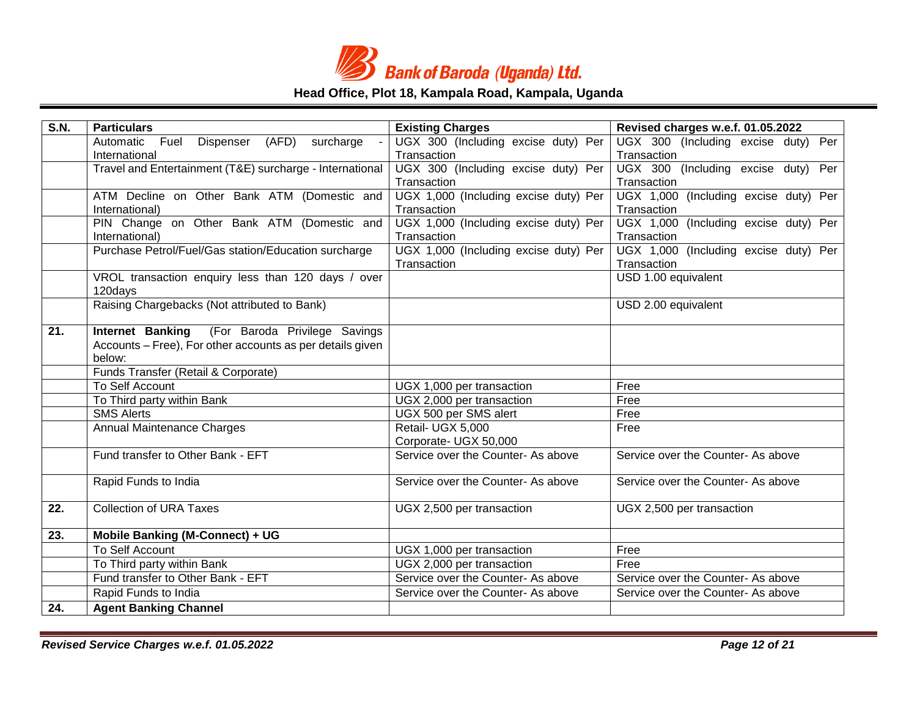**Bank of Baroda (Uganda) Ltd.**

**Head Office, Plot 18, Kampala Road, Kampala, Uganda**

| S.N. | Particulars | Existing Charges | Revised charges w.e.f. 01.05.2022 |
|---|---|---|---|
| | Automatic Fuel Dispenser (AFD) surcharge - International | UGX 300 (Including excise duty) Per Transaction | UGX 300 (Including excise duty) Per Transaction |
| | Travel and Entertainment (T&E) surcharge - International | UGX 300 (Including excise duty) Per Transaction | UGX 300 (Including excise duty) Per Transaction |
| | ATM Decline on Other Bank ATM (Domestic and International) | UGX 1,000 (Including excise duty) Per Transaction | UGX 1,000 (Including excise duty) Per Transaction |
| | PIN Change on Other Bank ATM (Domestic and International) | UGX 1,000 (Including excise duty) Per Transaction | UGX 1,000 (Including excise duty) Per Transaction |
| | Purchase Petrol/Fuel/Gas station/Education surcharge | UGX 1,000 (Including excise duty) Per Transaction | UGX 1,000 (Including excise duty) Per Transaction |
| | VROL transaction enquiry less than 120 days / over 120days | | USD 1.00 equivalent |
| | Raising Chargebacks (Not attributed to Bank) | | USD 2.00 equivalent |
| **21.** | **Internet Banking** (For Baroda Privilege Savings Accounts – Free), For other accounts as per details given below: | | |
| | Funds Transfer (Retail & Corporate) | | |
| | To Self Account | UGX 1,000 per transaction | Free |
| | To Third party within Bank | UGX 2,000 per transaction | Free |
| | SMS Alerts | UGX 500 per SMS alert | Free |
| | Annual Maintenance Charges | Retail- UGX 5,000<br>Corporate- UGX 50,000 | Free |
| | Fund transfer to Other Bank - EFT | Service over the Counter- As above | Service over the Counter- As above |
| | Rapid Funds to India | Service over the Counter- As above | Service over the Counter- As above |
| **22.** | Collection of URA Taxes | UGX 2,500 per transaction | UGX 2,500 per transaction |
| **23.** | **Mobile Banking (M-Connect) + UG** | | |
| | To Self Account | UGX 1,000 per transaction | Free |
| | To Third party within Bank | UGX 2,000 per transaction | Free |
| | Fund transfer to Other Bank - EFT | Service over the Counter- As above | Service over the Counter- As above |
| | Rapid Funds to India | Service over the Counter- As above | Service over the Counter- As above |
| **24.** | **Agent Banking Channel** | | |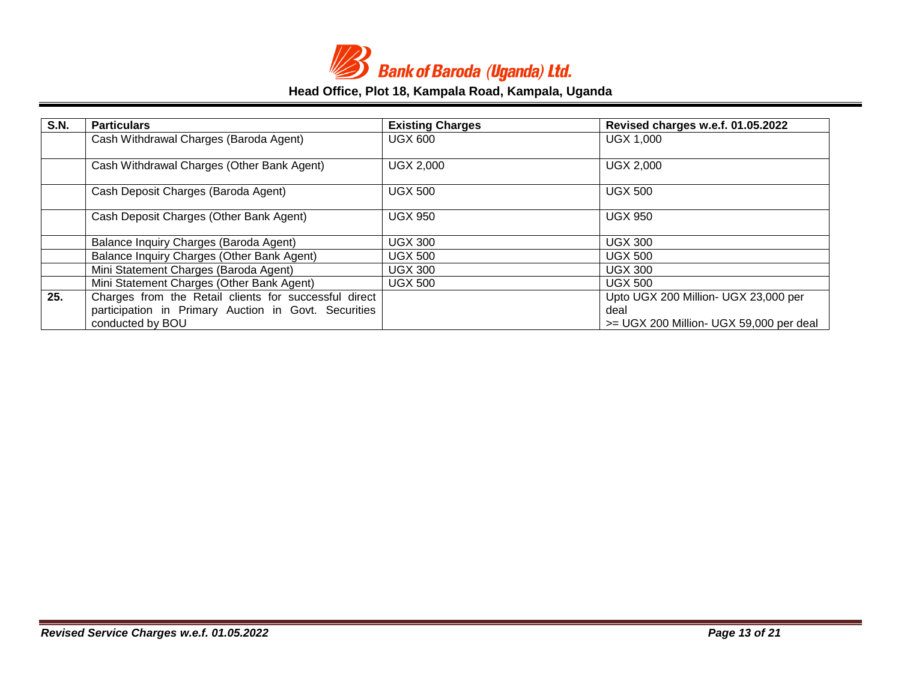| S.N. | Particulars | Existing Charges | Revised charges w.e.f. 01.05.2022 |
|---|---|---|---|
| | Cash Withdrawal Charges (Baroda Agent) | UGX 600 | UGX 1,000 |
| | Cash Withdrawal Charges (Other Bank Agent) | UGX 2,000 | UGX 2,000 |
| | Cash Deposit Charges (Baroda Agent) | UGX 500 | UGX 500 |
| | Cash Deposit Charges (Other Bank Agent) | UGX 950 | UGX 950 |
| | Balance Inquiry Charges (Baroda Agent) | UGX 300 | UGX 300 |
| | Balance Inquiry Charges (Other Bank Agent) | UGX 500 | UGX 500 |
| | Mini Statement Charges (Baroda Agent) | UGX 300 | UGX 300 |
| | Mini Statement Charges (Other Bank Agent) | UGX 500 | UGX 500 |
| **25.** | Charges from the Retail clients for successful direct participation in Primary Auction in Govt. Securities conducted by BOU | | Upto UGX 200 Million- UGX 23,000 per deal<br>>= UGX 200 Million- UGX 59,000 per deal |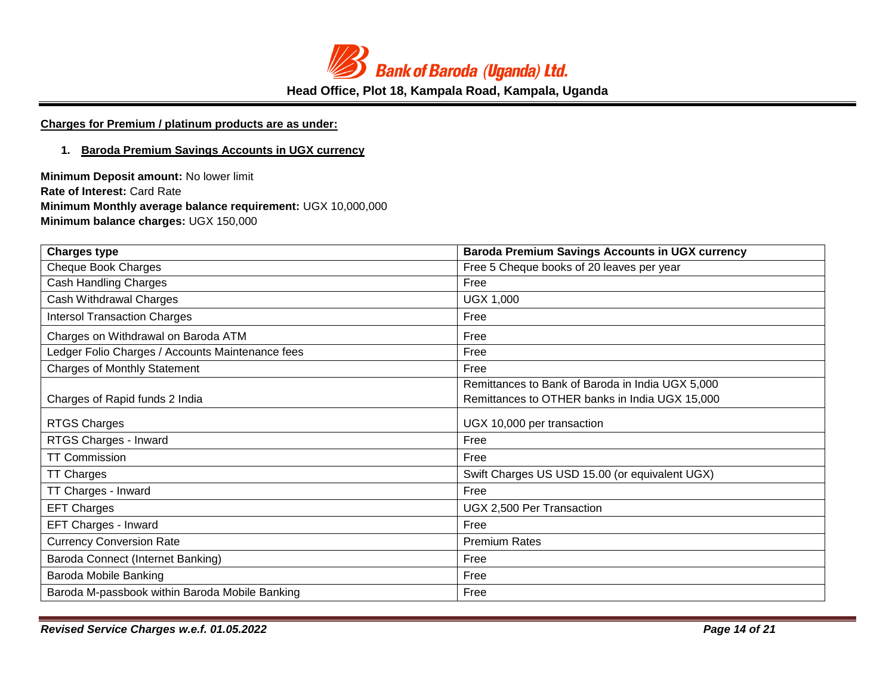**Charges for Premium / platinum products are as under:**

1. **Baroda Premium Savings Accounts in UGX currency**

**Minimum Deposit amount:** No lower limit
**Rate of Interest:** Card Rate
**Minimum Monthly average balance requirement:** UGX 10,000,000
**Minimum balance charges:** UGX 150,000

| Charges type | Baroda Premium Savings Accounts in UGX currency |
|---|---|
| Cheque Book Charges | Free 5 Cheque books of 20 leaves per year |
| Cash Handling Charges | Free |
| Cash Withdrawal Charges | UGX 1,000 |
| Intersol Transaction Charges | Free |
| Charges on Withdrawal on Baroda ATM | Free |
| Ledger Folio Charges / Accounts Maintenance fees | Free |
| Charges of Monthly Statement | Free |
| Charges of Rapid funds 2 India | Remittances to Bank of Baroda in India UGX 5,000<br>Remittances to OTHER banks in India UGX 15,000 |
| RTGS Charges | UGX 10,000 per transaction |
| RTGS Charges - Inward | Free |
| TT Commission | Free |
| TT Charges | Swift Charges US USD 15.00 (or equivalent UGX) |
| TT Charges - Inward | Free |
| EFT Charges | UGX 2,500 Per Transaction |
| EFT Charges - Inward | Free |
| Currency Conversion Rate | Premium Rates |
| Baroda Connect (Internet Banking) | Free |
| Baroda Mobile Banking | Free |
| Baroda M-passbook within Baroda Mobile Banking | Free |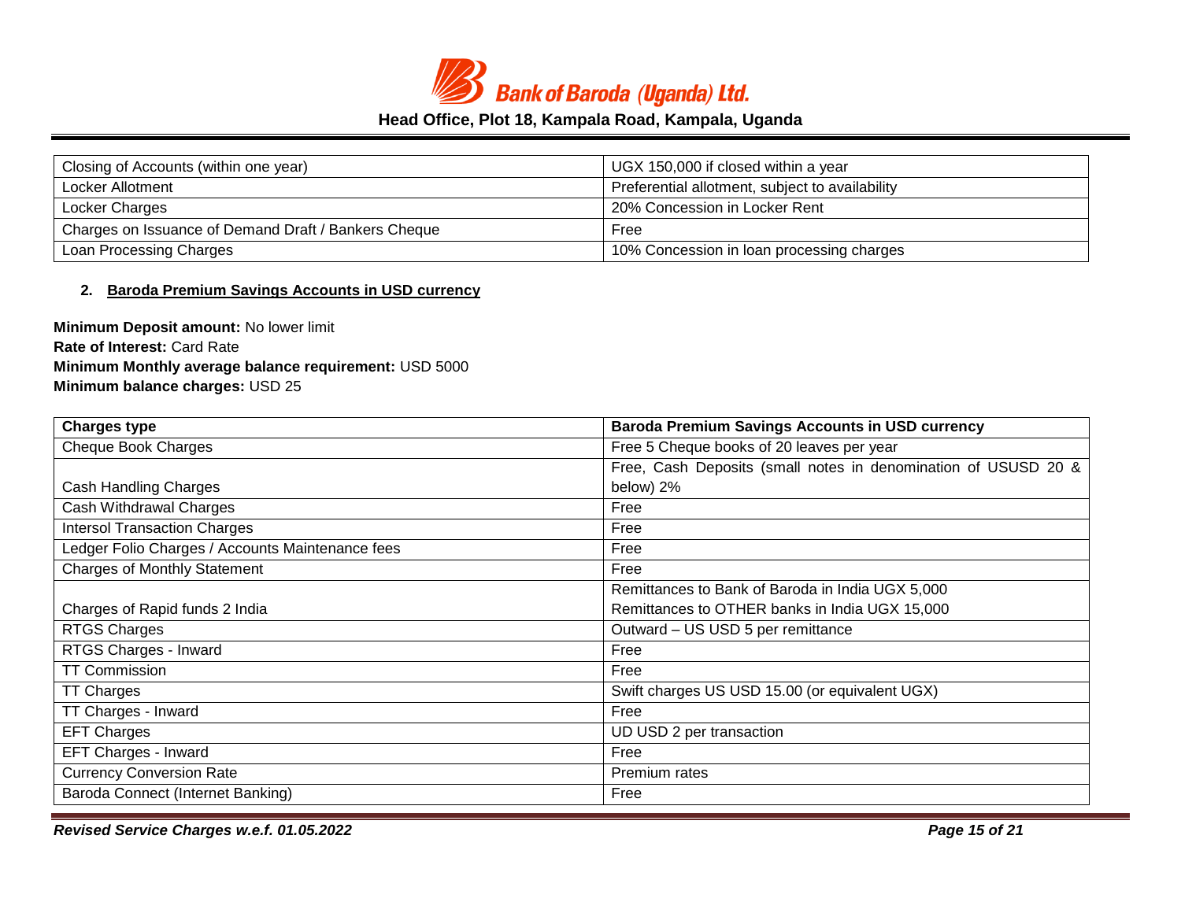| Closing of Accounts (within one year) | UGX 150,000 if closed within a year |
|---|---|
| Locker Allotment | Preferential allotment, subject to availability |
| Locker Charges | 20% Concession in Locker Rent |
| Charges on Issuance of Demand Draft / Bankers Cheque | Free |
| Loan Processing Charges | 10% Concession in loan processing charges |

## 2. Baroda Premium Savings Accounts in USD currency

**Minimum Deposit amount:** No lower limit
**Rate of Interest:** Card Rate
**Minimum Monthly average balance requirement:** USD 5000
**Minimum balance charges:** USD 25

| Charges type | Baroda Premium Savings Accounts in USD currency |
|---|---|
| Cheque Book Charges | Free 5 Cheque books of 20 leaves per year |
| Cash Handling Charges | Free, Cash Deposits (small notes in denomination of USUSD 20 & below) 2% |
| Cash Withdrawal Charges | Free |
| Intersol Transaction Charges | Free |
| Ledger Folio Charges / Accounts Maintenance fees | Free |
| Charges of Monthly Statement | Free |
| Charges of Rapid funds 2 India | Remittances to Bank of Baroda in India UGX 5,000<br>Remittances to OTHER banks in India UGX 15,000 |
| RTGS Charges | Outward – US USD 5 per remittance |
| RTGS Charges - Inward | Free |
| TT Commission | Free |
| TT Charges | Swift charges US USD 15.00 (or equivalent UGX) |
| TT Charges - Inward | Free |
| EFT Charges | UD USD 2 per transaction |
| EFT Charges - Inward | Free |
| Currency Conversion Rate | Premium rates |
| Baroda Connect (Internet Banking) | Free |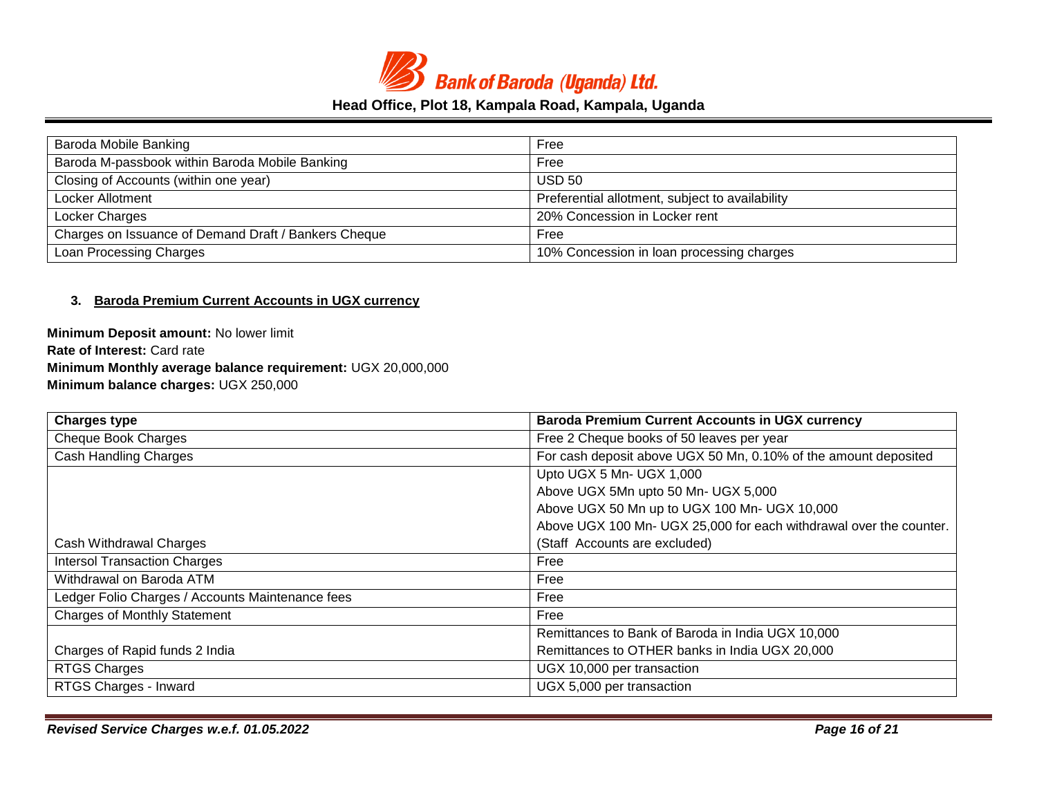| Baroda Mobile Banking | Free |
|---|---|
| Baroda M-passbook within Baroda Mobile Banking | Free |
| Closing of Accounts (within one year) | USD 50 |
| Locker Allotment | Preferential allotment, subject to availability |
| Locker Charges | 20% Concession in Locker rent |
| Charges on Issuance of Demand Draft / Bankers Cheque | Free |
| Loan Processing Charges | 10% Concession in loan processing charges |

### 3. Baroda Premium Current Accounts in UGX currency

**Minimum Deposit amount:** No lower limit
**Rate of Interest:** Card rate
**Minimum Monthly average balance requirement:** UGX 20,000,000
**Minimum balance charges:** UGX 250,000

| Charges type | Baroda Premium Current Accounts in UGX currency |
|---|---|
| Cheque Book Charges | Free 2 Cheque books of 50 leaves per year |
| Cash Handling Charges | For cash deposit above UGX 50 Mn, 0.10% of the amount deposited |
| Cash Withdrawal Charges | Upto UGX 5 Mn- UGX 1,000<br>Above UGX 5Mn upto 50 Mn- UGX 5,000<br>Above UGX 50 Mn up to UGX 100 Mn- UGX 10,000<br>Above UGX 100 Mn- UGX 25,000 for each withdrawal over the counter.<br>(Staff Accounts are excluded) |
| Intersol Transaction Charges | Free |
| Withdrawal on Baroda ATM | Free |
| Ledger Folio Charges / Accounts Maintenance fees | Free |
| Charges of Monthly Statement | Free |
| Charges of Rapid funds 2 India | Remittances to Bank of Baroda in India UGX 10,000<br>Remittances to OTHER banks in India UGX 20,000 |
| RTGS Charges | UGX 10,000 per transaction |
| RTGS Charges - Inward | UGX 5,000 per transaction |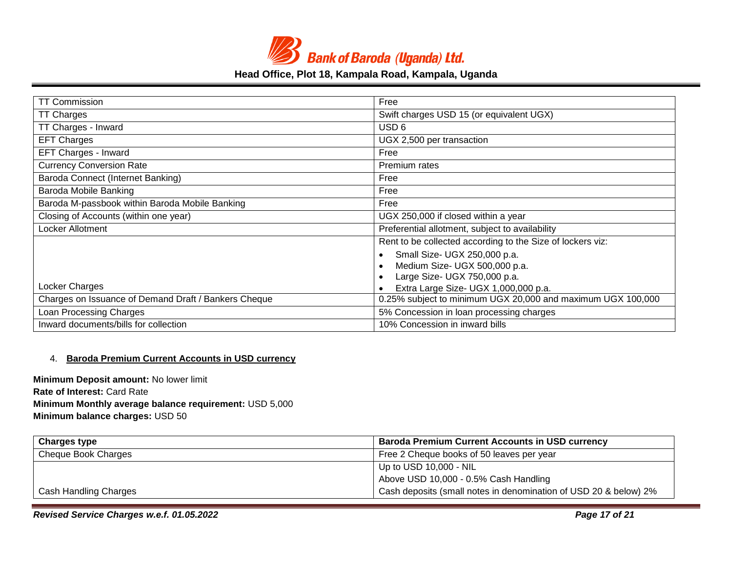| TT Commission | Free |
|---|---|
| TT Charges | Swift charges USD 15 (or equivalent UGX) |
| TT Charges - Inward | USD 6 |
| EFT Charges | UGX 2,500 per transaction |
| EFT Charges - Inward | Free |
| Currency Conversion Rate | Premium rates |
| Baroda Connect (Internet Banking) | Free |
| Baroda Mobile Banking | Free |
| Baroda M-passbook within Baroda Mobile Banking | Free |
| Closing of Accounts (within one year) | UGX 250,000 if closed within a year |
| Locker Allotment | Preferential allotment, subject to availability |
| Locker Charges | Rent to be collected according to the Size of lockers viz:<br>• Small Size- UGX 250,000 p.a.<br>• Medium Size- UGX 500,000 p.a.<br>• Large Size- UGX 750,000 p.a.<br>• Extra Large Size- UGX 1,000,000 p.a. |
| Charges on Issuance of Demand Draft / Bankers Cheque | 0.25% subject to minimum UGX 20,000 and maximum UGX 100,000 |
| Loan Processing Charges | 5% Concession in loan processing charges |
| Inward documents/bills for collection | 10% Concession in inward bills |

4. **Baroda Premium Current Accounts in USD currency**

**Minimum Deposit amount:** No lower limit
**Rate of Interest:** Card Rate
**Minimum Monthly average balance requirement:** USD 5,000
**Minimum balance charges:** USD 50

| Charges type | Baroda Premium Current Accounts in USD currency |
|---|---|
| Cheque Book Charges | Free 2 Cheque books of 50 leaves per year |
| Cash Handling Charges | Up to USD 10,000 - NIL<br>Above USD 10,000 - 0.5% Cash Handling<br>Cash deposits (small notes in denomination of USD 20 & below) 2% |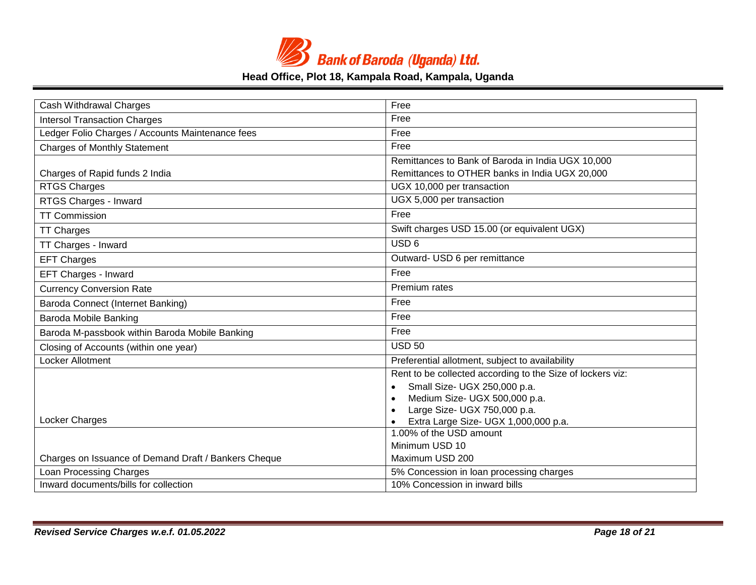| Cash Withdrawal Charges | Free |
|---|---|
| Intersol Transaction Charges | Free |
| Ledger Folio Charges / Accounts Maintenance fees | Free |
| Charges of Monthly Statement | Free |
| Charges of Rapid funds 2 India | Remittances to Bank of Baroda in India UGX 10,000<br>Remittances to OTHER banks in India UGX 20,000 |
| RTGS Charges | UGX 10,000 per transaction |
| RTGS Charges - Inward | UGX 5,000 per transaction |
| TT Commission | Free |
| TT Charges | Swift charges USD 15.00 (or equivalent UGX) |
| TT Charges - Inward | USD 6 |
| EFT Charges | Outward- USD 6 per remittance |
| EFT Charges - Inward | Free |
| Currency Conversion Rate | Premium rates |
| Baroda Connect (Internet Banking) | Free |
| Baroda Mobile Banking | Free |
| Baroda M-passbook within Baroda Mobile Banking | Free |
| Closing of Accounts (within one year) | USD 50 |
| Locker Allotment | Preferential allotment, subject to availability |
| Locker Charges | Rent to be collected according to the Size of lockers viz:<br>• Small Size- UGX 250,000 p.a.<br>• Medium Size- UGX 500,000 p.a.<br>• Large Size- UGX 750,000 p.a.<br>• Extra Large Size- UGX 1,000,000 p.a. |
| Charges on Issuance of Demand Draft / Bankers Cheque | 1.00% of the USD amount<br>Minimum USD 10<br>Maximum USD 200 |
| Loan Processing Charges | 5% Concession in loan processing charges |
| Inward documents/bills for collection | 10% Concession in inward bills |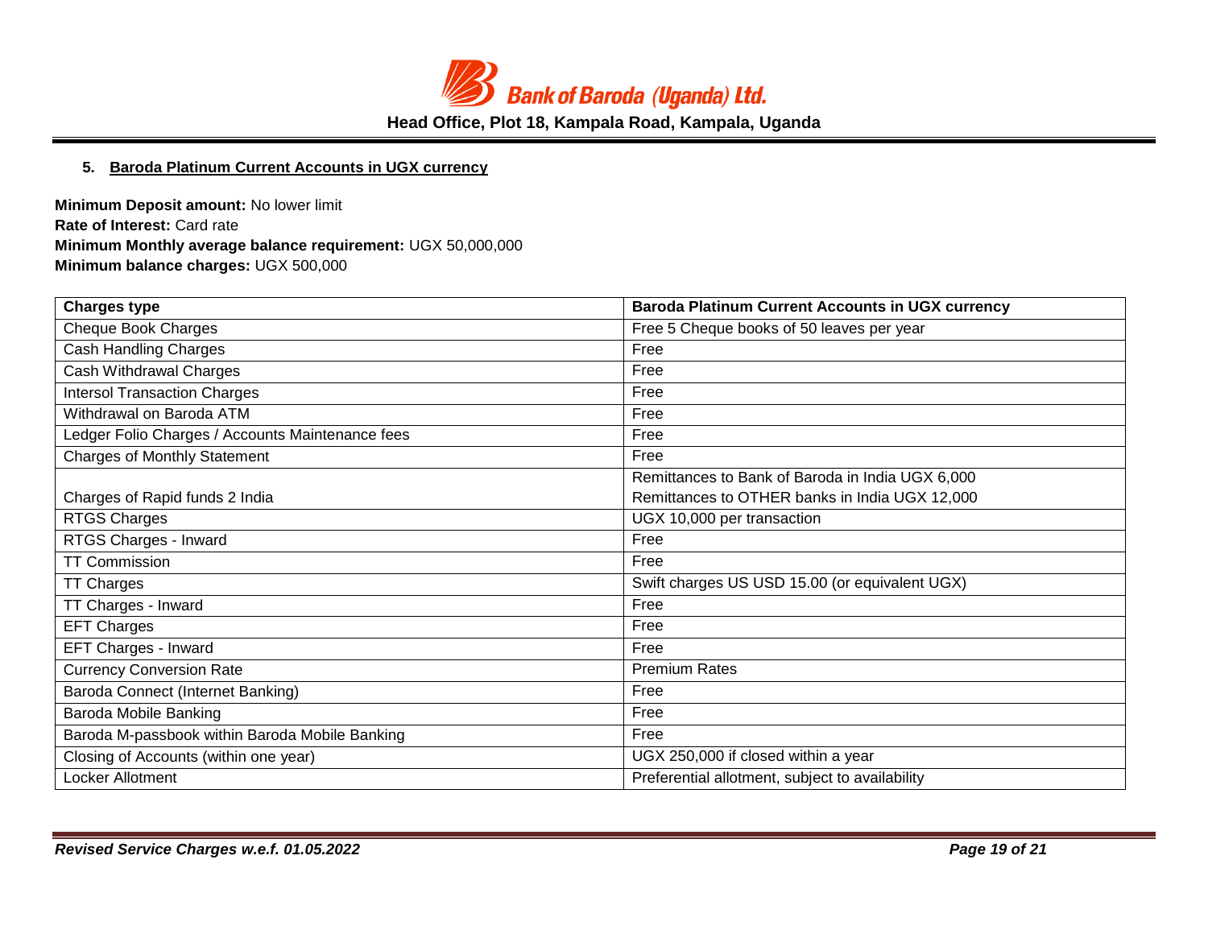## 5. Baroda Platinum Current Accounts in UGX currency

**Minimum Deposit amount:** No lower limit
**Rate of Interest:** Card rate
**Minimum Monthly average balance requirement:** UGX 50,000,000
**Minimum balance charges:** UGX 500,000

| Charges type | Baroda Platinum Current Accounts in UGX currency |
|---|---|
| Cheque Book Charges | Free 5 Cheque books of 50 leaves per year |
| Cash Handling Charges | Free |
| Cash Withdrawal Charges | Free |
| Intersol Transaction Charges | Free |
| Withdrawal on Baroda ATM | Free |
| Ledger Folio Charges / Accounts Maintenance fees | Free |
| Charges of Monthly Statement | Free |
| Charges of Rapid funds 2 India | Remittances to Bank of Baroda in India UGX 6,000<br>Remittances to OTHER banks in India UGX 12,000 |
| RTGS Charges | UGX 10,000 per transaction |
| RTGS Charges - Inward | Free |
| TT Commission | Free |
| TT Charges | Swift charges US USD 15.00 (or equivalent UGX) |
| TT Charges - Inward | Free |
| EFT Charges | Free |
| EFT Charges - Inward | Free |
| Currency Conversion Rate | Premium Rates |
| Baroda Connect (Internet Banking) | Free |
| Baroda Mobile Banking | Free |
| Baroda M-passbook within Baroda Mobile Banking | Free |
| Closing of Accounts (within one year) | UGX 250,000 if closed within a year |
| Locker Allotment | Preferential allotment, subject to availability |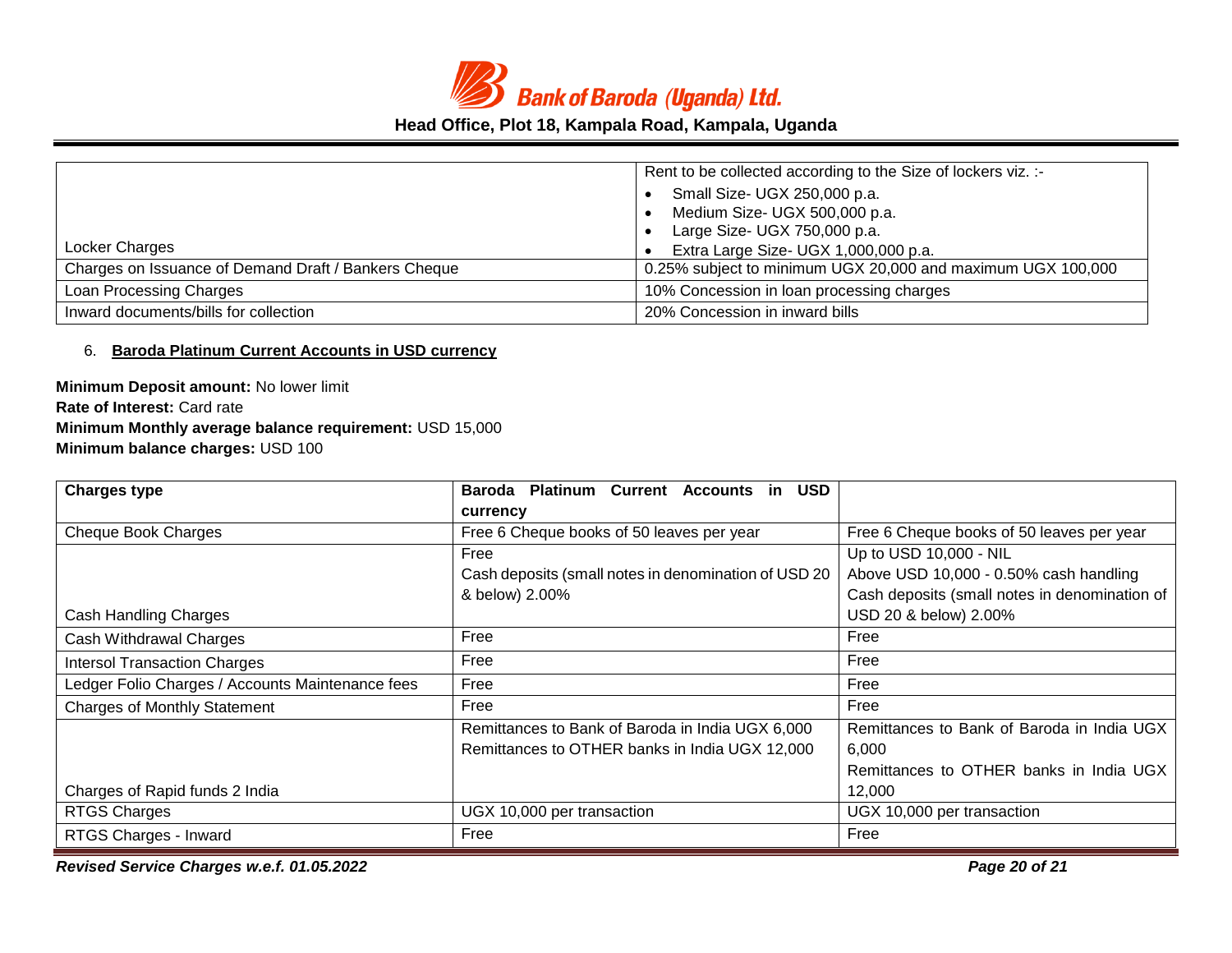| | |
|---|---|
| Locker Charges | Rent to be collected according to the Size of lockers viz. :-<br>• Small Size- UGX 250,000 p.a.<br>• Medium Size- UGX 500,000 p.a.<br>• Large Size- UGX 750,000 p.a.<br>• Extra Large Size- UGX 1,000,000 p.a. |
| Charges on Issuance of Demand Draft / Bankers Cheque | 0.25% subject to minimum UGX 20,000 and maximum UGX 100,000 |
| Loan Processing Charges | 10% Concession in loan processing charges |
| Inward documents/bills for collection | 20% Concession in inward bills |

6. **Baroda Platinum Current Accounts in USD currency**

**Minimum Deposit amount:** No lower limit
**Rate of Interest:** Card rate
**Minimum Monthly average balance requirement:** USD 15,000
**Minimum balance charges:** USD 100

| Charges type | Baroda Platinum Current Accounts in USD currency | |
|---|---|---|
| Cheque Book Charges | Free 6 Cheque books of 50 leaves per year | Free 6 Cheque books of 50 leaves per year |
| Cash Handling Charges | Free<br>Cash deposits (small notes in denomination of USD 20 & below) 2.00% | Up to USD 10,000 - NIL<br>Above USD 10,000 - 0.50% cash handling<br>Cash deposits (small notes in denomination of USD 20 & below) 2.00% |
| Cash Withdrawal Charges | Free | Free |
| Intersol Transaction Charges | Free | Free |
| Ledger Folio Charges / Accounts Maintenance fees | Free | Free |
| Charges of Monthly Statement | Free | Free |
| Charges of Rapid funds 2 India | Remittances to Bank of Baroda in India UGX 6,000<br>Remittances to OTHER banks in India UGX 12,000 | Remittances to Bank of Baroda in India UGX 6,000<br>Remittances to OTHER banks in India UGX 12,000 |
| RTGS Charges | UGX 10,000 per transaction | UGX 10,000 per transaction |
| RTGS Charges - Inward | Free | Free |

*Revised Service Charges w.e.f. 01.05.2022*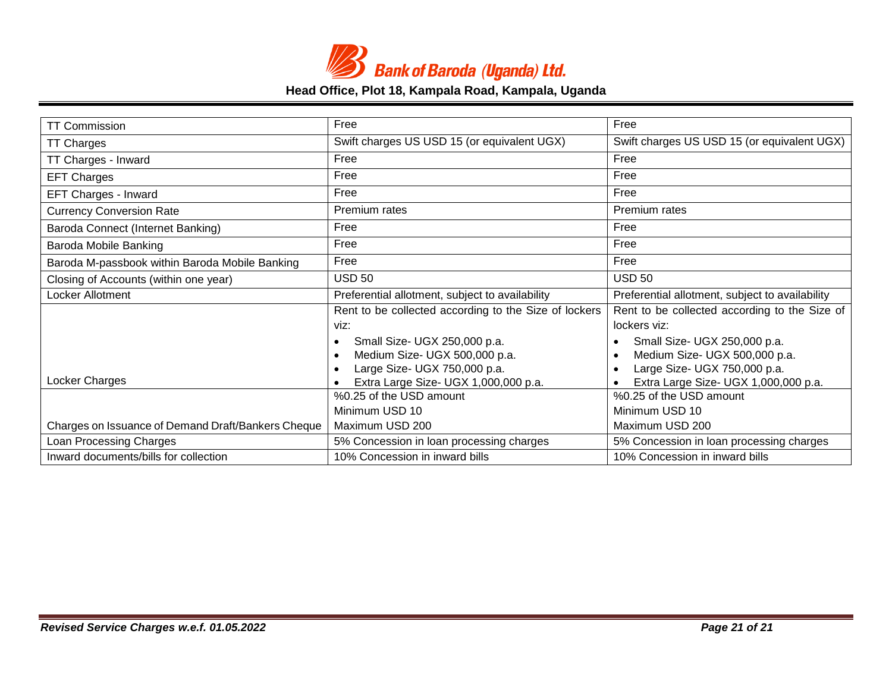| | | |
|---|---|---|
| TT Commission | Free | Free |
| TT Charges | Swift charges US USD 15 (or equivalent UGX) | Swift charges US USD 15 (or equivalent UGX) |
| TT Charges - Inward | Free | Free |
| EFT Charges | Free | Free |
| EFT Charges - Inward | Free | Free |
| Currency Conversion Rate | Premium rates | Premium rates |
| Baroda Connect (Internet Banking) | Free | Free |
| Baroda Mobile Banking | Free | Free |
| Baroda M-passbook within Baroda Mobile Banking | Free | Free |
| Closing of Accounts (within one year) | USD 50 | USD 50 |
| Locker Allotment | Preferential allotment, subject to availability | Preferential allotment, subject to availability |
| Locker Charges | Rent to be collected according to the Size of lockers viz:<br>• Small Size- UGX 250,000 p.a.<br>• Medium Size- UGX 500,000 p.a.<br>• Large Size- UGX 750,000 p.a.<br>• Extra Large Size- UGX 1,000,000 p.a. | Rent to be collected according to the Size of lockers viz:<br>• Small Size- UGX 250,000 p.a.<br>• Medium Size- UGX 500,000 p.a.<br>• Large Size- UGX 750,000 p.a.<br>• Extra Large Size- UGX 1,000,000 p.a. |
| Charges on Issuance of Demand Draft/Bankers Cheque | %0.25 of the USD amount<br>Minimum USD 10<br>Maximum USD 200 | %0.25 of the USD amount<br>Minimum USD 10<br>Maximum USD 200 |
| Loan Processing Charges | 5% Concession in loan processing charges | 5% Concession in loan processing charges |
| Inward documents/bills for collection | 10% Concession in inward bills | 10% Concession in inward bills |